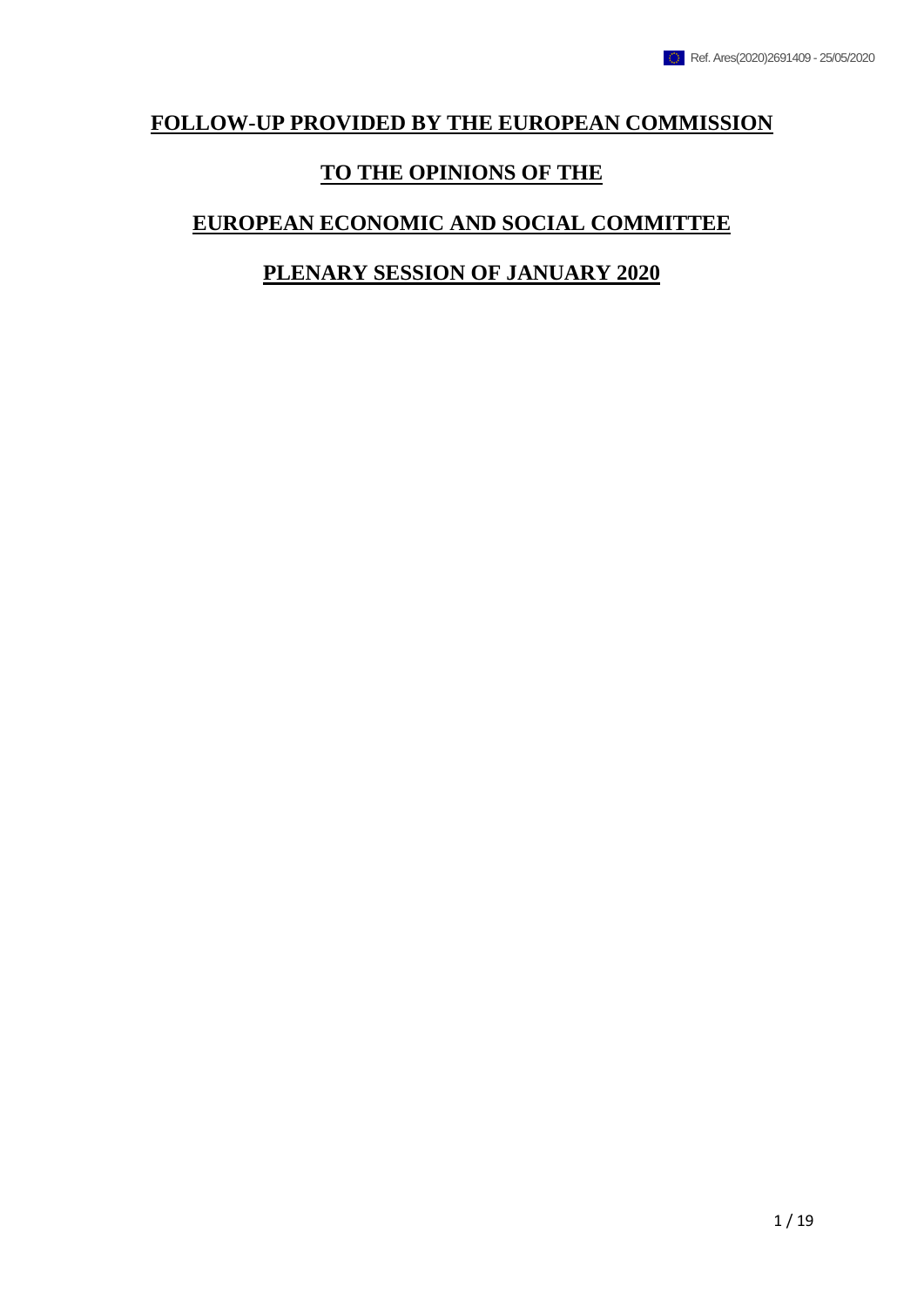Ref. Ares(2020)2691409 - 25/05/2020

# FOLLOW-UP PROVIDED BY THE EUROPEAN COMMISSION

# TO THE OPINIONS OF THE

# EUROPEAN ECONOMIC AND SOCIAL COMMITTEE

# PLENARY SESSION OF JANUARY 2020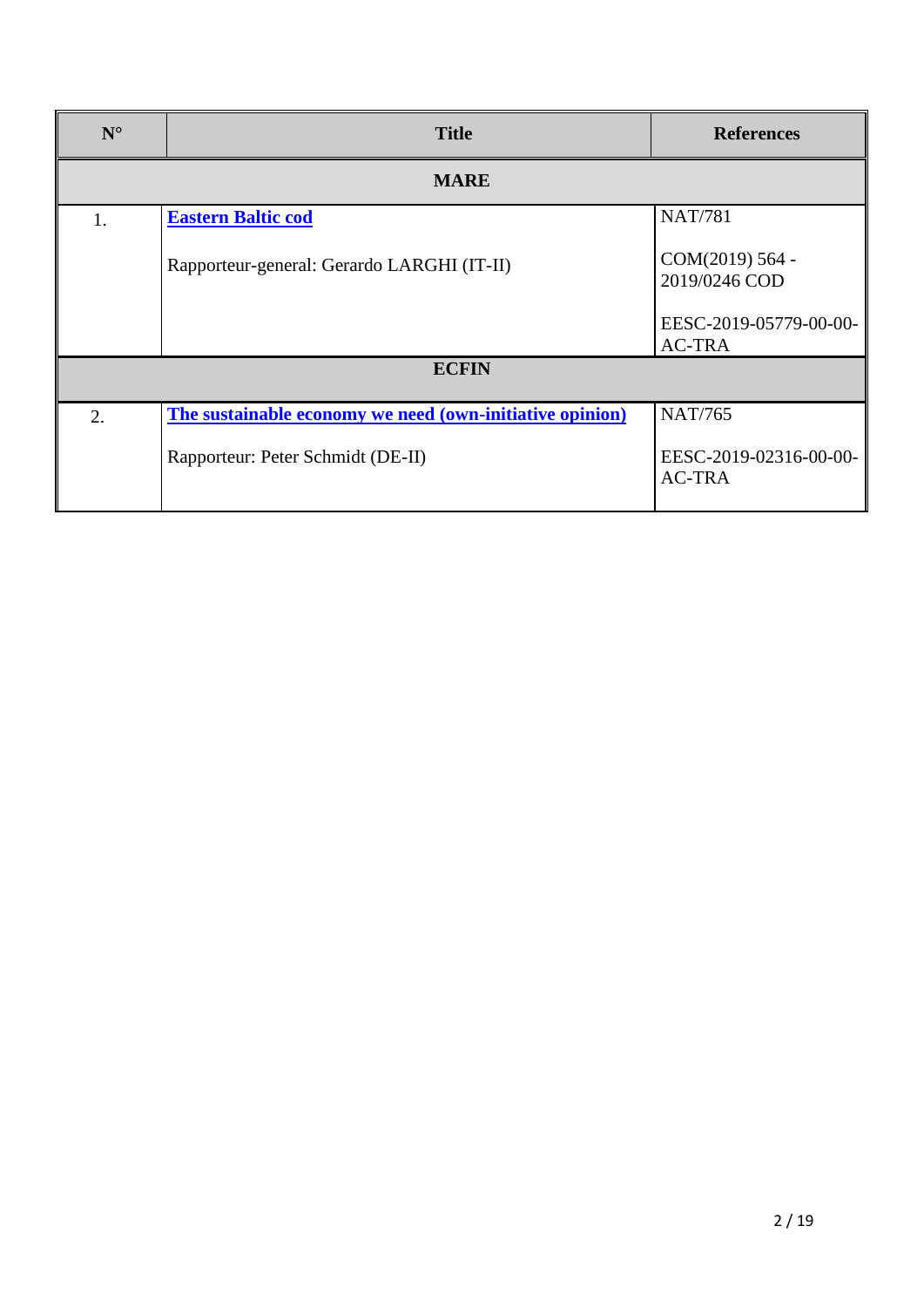| N° | Title | References |
|---|---|---|
| **MARE** | | |
| 1. | **Eastern Baltic cod**<br><br>Rapporteur-general: Gerardo LARGHI (IT-II) | NAT/781<br><br>COM(2019) 564 - 2019/0246 COD<br><br>EESC-2019-05779-00-00-AC-TRA |
| **ECFIN** | | |
| 2. | **The sustainable economy we need (own-initiative opinion)**<br><br>Rapporteur: Peter Schmidt (DE-II) | NAT/765<br><br>EESC-2019-02316-00-00-AC-TRA |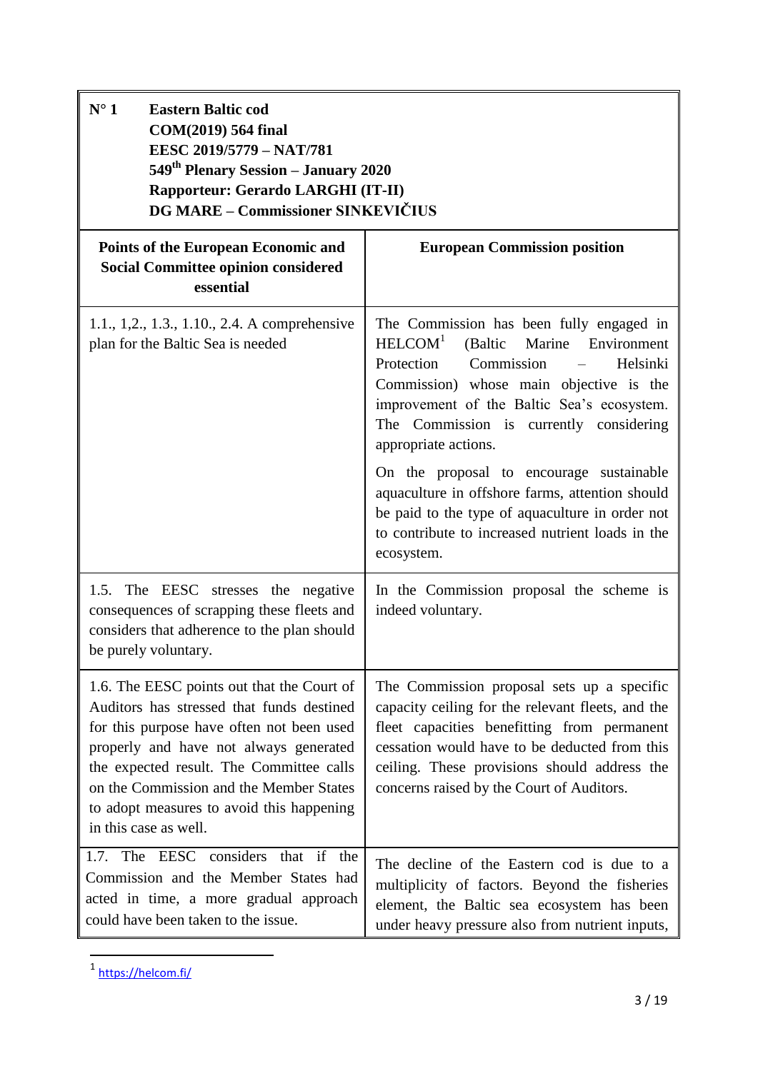| **N° 1** **Eastern Baltic cod** **COM(2019) 564 final** **EESC 2019/5779 – NAT/781** **549th Plenary Session – January 2020** **Rapporteur: Gerardo LARGHI (IT-II)** **DG MARE – Commissioner SINKEVIČIUS** | |
|---|---|
| **Points of the European Economic and Social Committee opinion considered essential** | **European Commission position** |
| 1.1., 1,2., 1.3., 1.10., 2.4. A comprehensive plan for the Baltic Sea is needed | The Commission has been fully engaged in HELCOM[1] (Baltic Marine Environment Protection Commission – Helsinki Commission) whose main objective is the improvement of the Baltic Sea's ecosystem. The Commission is currently considering appropriate actions.<br><br>On the proposal to encourage sustainable aquaculture in offshore farms, attention should be paid to the type of aquaculture in order not to contribute to increased nutrient loads in the ecosystem. |
| 1.5. The EESC stresses the negative consequences of scrapping these fleets and considers that adherence to the plan should be purely voluntary. | In the Commission proposal the scheme is indeed voluntary. |
| 1.6. The EESC points out that the Court of Auditors has stressed that funds destined for this purpose have often not been used properly and have not always generated the expected result. The Committee calls on the Commission and the Member States to adopt measures to avoid this happening in this case as well. | The Commission proposal sets up a specific capacity ceiling for the relevant fleets, and the fleet capacities benefitting from permanent cessation would have to be deducted from this ceiling. These provisions should address the concerns raised by the Court of Auditors. |
| 1.7. The EESC considers that if the Commission and the Member States had acted in time, a more gradual approach could have been taken to the issue. | The decline of the Eastern cod is due to a multiplicity of factors. Beyond the fisheries element, the Baltic sea ecosystem has been under heavy pressure also from nutrient inputs, |

[1] https://helcom.fi/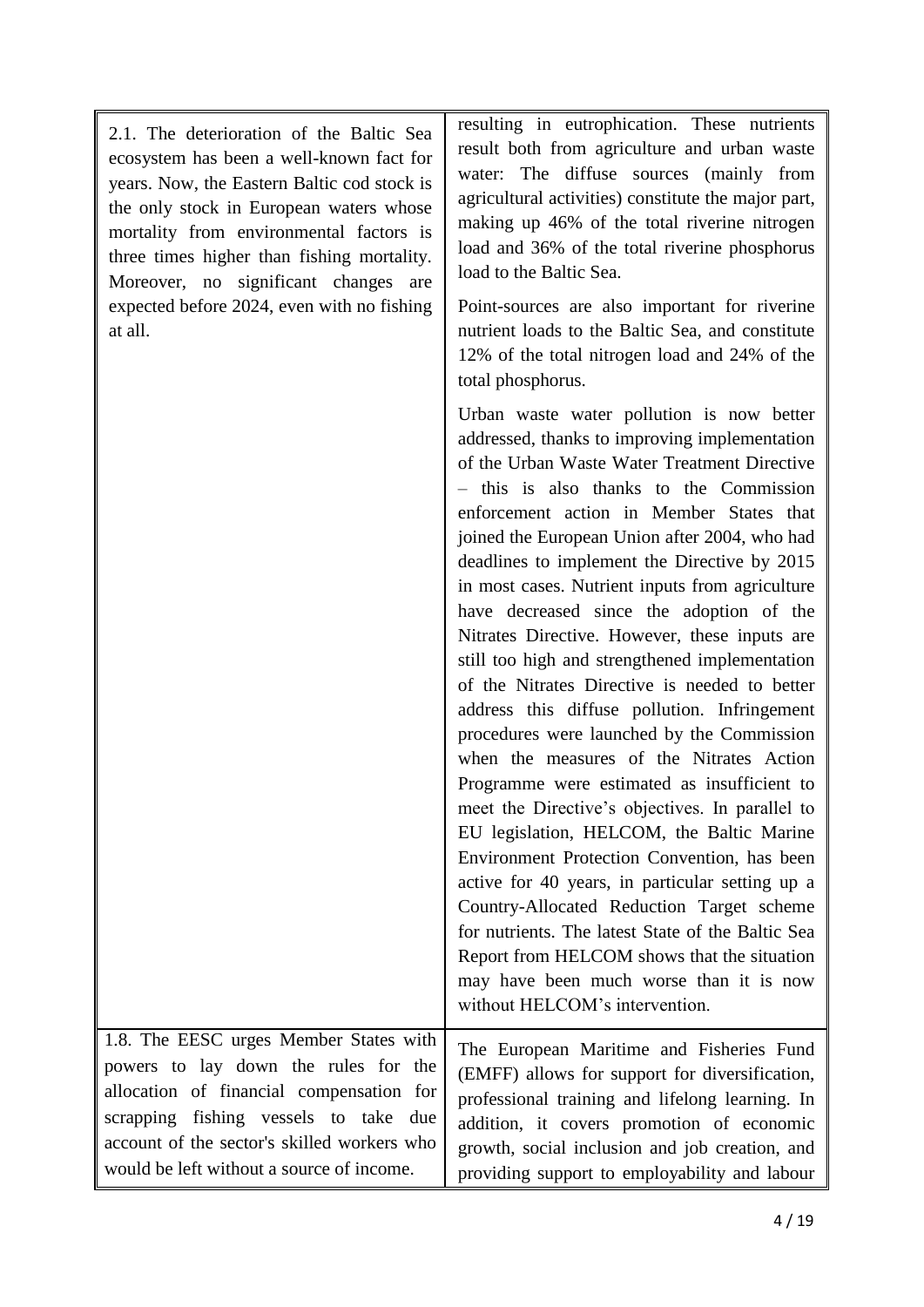| | |
|---|---|
| 2.1. The deterioration of the Baltic Sea ecosystem has been a well-known fact for years. Now, the Eastern Baltic cod stock is the only stock in European waters whose mortality from environmental factors is three times higher than fishing mortality. Moreover, no significant changes are expected before 2024, even with no fishing at all. | resulting in eutrophication. These nutrients result both from agriculture and urban waste water: The diffuse sources (mainly from agricultural activities) constitute the major part, making up 46% of the total riverine nitrogen load and 36% of the total riverine phosphorus load to the Baltic Sea.<br><br>Point-sources are also important for riverine nutrient loads to the Baltic Sea, and constitute 12% of the total nitrogen load and 24% of the total phosphorus.<br><br>Urban waste water pollution is now better addressed, thanks to improving implementation of the Urban Waste Water Treatment Directive – this is also thanks to the Commission enforcement action in Member States that joined the European Union after 2004, who had deadlines to implement the Directive by 2015 in most cases. Nutrient inputs from agriculture have decreased since the adoption of the Nitrates Directive. However, these inputs are still too high and strengthened implementation of the Nitrates Directive is needed to better address this diffuse pollution. Infringement procedures were launched by the Commission when the measures of the Nitrates Action Programme were estimated as insufficient to meet the Directive's objectives. In parallel to EU legislation, HELCOM, the Baltic Marine Environment Protection Convention, has been active for 40 years, in particular setting up a Country-Allocated Reduction Target scheme for nutrients. The latest State of the Baltic Sea Report from HELCOM shows that the situation may have been much worse than it is now without HELCOM's intervention. |
| 1.8. The EESC urges Member States with powers to lay down the rules for the allocation of financial compensation for scrapping fishing vessels to take due account of the sector's skilled workers who would be left without a source of income. | The European Maritime and Fisheries Fund (EMFF) allows for support for diversification, professional training and lifelong learning. In addition, it covers promotion of economic growth, social inclusion and job creation, and providing support to employability and labour |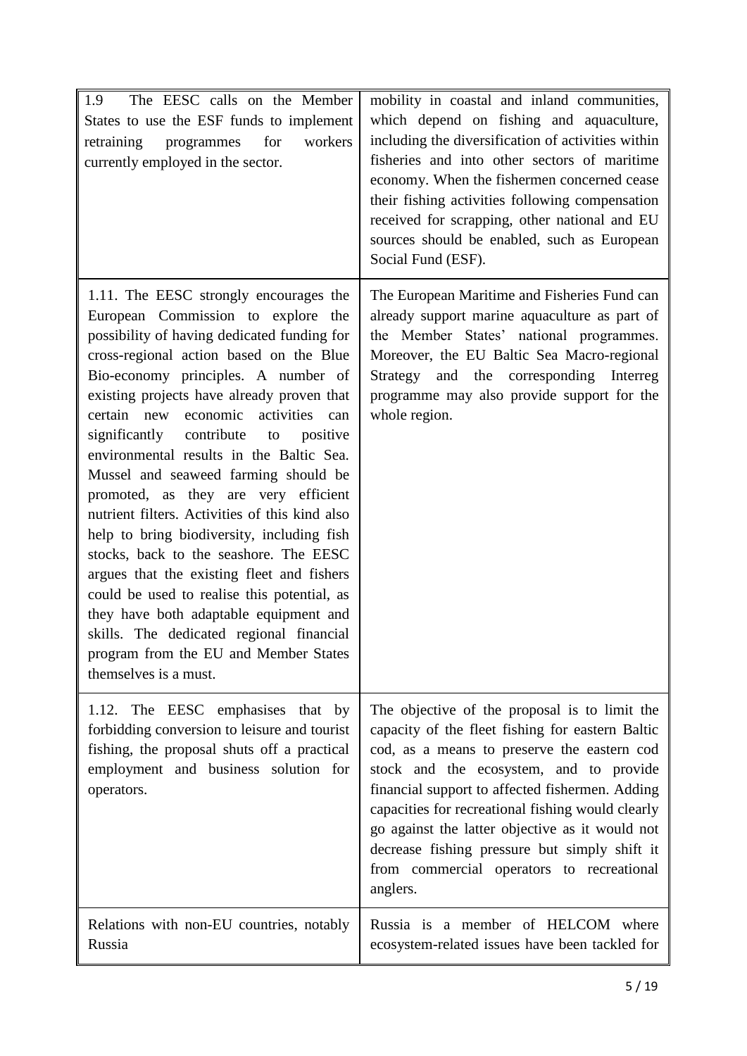| | |
|---|---|
| 1.9 The EESC calls on the Member States to use the ESF funds to implement retraining programmes for workers currently employed in the sector. | mobility in coastal and inland communities, which depend on fishing and aquaculture, including the diversification of activities within fisheries and into other sectors of maritime economy. When the fishermen concerned cease their fishing activities following compensation received for scrapping, other national and EU sources should be enabled, such as European Social Fund (ESF). |
| 1.11. The EESC strongly encourages the European Commission to explore the possibility of having dedicated funding for cross-regional action based on the Blue Bio-economy principles. A number of existing projects have already proven that certain new economic activities can significantly contribute to positive environmental results in the Baltic Sea. Mussel and seaweed farming should be promoted, as they are very efficient nutrient filters. Activities of this kind also help to bring biodiversity, including fish stocks, back to the seashore. The EESC argues that the existing fleet and fishers could be used to realise this potential, as they have both adaptable equipment and skills. The dedicated regional financial program from the EU and Member States themselves is a must. | The European Maritime and Fisheries Fund can already support marine aquaculture as part of the Member States' national programmes. Moreover, the EU Baltic Sea Macro-regional Strategy and the corresponding Interreg programme may also provide support for the whole region. |
| 1.12. The EESC emphasises that by forbidding conversion to leisure and tourist fishing, the proposal shuts off a practical employment and business solution for operators. | The objective of the proposal is to limit the capacity of the fleet fishing for eastern Baltic cod, as a means to preserve the eastern cod stock and the ecosystem, and to provide financial support to affected fishermen. Adding capacities for recreational fishing would clearly go against the latter objective as it would not decrease fishing pressure but simply shift it from commercial operators to recreational anglers. |
| Relations with non-EU countries, notably Russia | Russia is a member of HELCOM where ecosystem-related issues have been tackled for |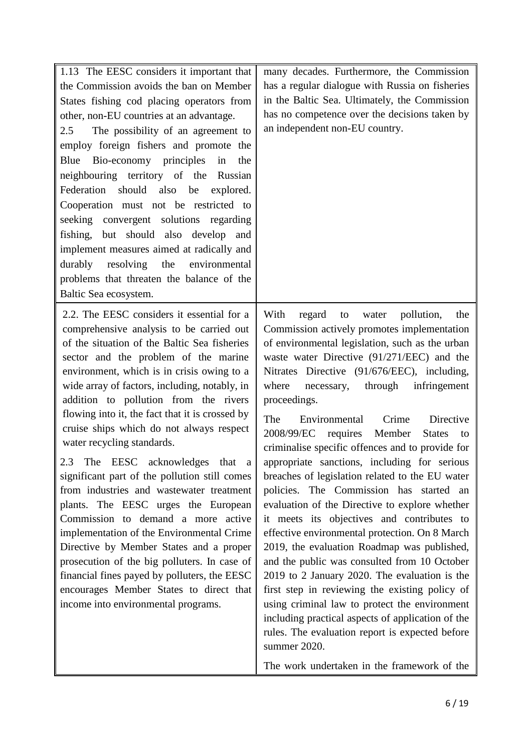| | |
|---|---|
| 1.13 The EESC considers it important that the Commission avoids the ban on Member States fishing cod placing operators from other, non-EU countries at an advantage.<br>2.5 The possibility of an agreement to employ foreign fishers and promote the Blue Bio-economy principles in the neighbouring territory of the Russian Federation should also be explored. Cooperation must not be restricted to seeking convergent solutions regarding fishing, but should also develop and implement measures aimed at radically and durably resolving the environmental problems that threaten the balance of the Baltic Sea ecosystem. | many decades. Furthermore, the Commission has a regular dialogue with Russia on fisheries in the Baltic Sea. Ultimately, the Commission has no competence over the decisions taken by an independent non-EU country. |
| 2.2. The EESC considers it essential for a comprehensive analysis to be carried out of the situation of the Baltic Sea fisheries sector and the problem of the marine environment, which is in crisis owing to a wide array of factors, including, notably, in addition to pollution from the rivers flowing into it, the fact that it is crossed by cruise ships which do not always respect water recycling standards.<br><br>2.3 The EESC acknowledges that a significant part of the pollution still comes from industries and wastewater treatment plants. The EESC urges the European Commission to demand a more active implementation of the Environmental Crime Directive by Member States and a proper prosecution of the big polluters. In case of financial fines payed by polluters, the EESC encourages Member States to direct that income into environmental programs. | With regard to water pollution, the Commission actively promotes implementation of environmental legislation, such as the urban waste water Directive (91/271/EEC) and the Nitrates Directive (91/676/EEC), including, where necessary, through infringement proceedings.<br><br>The Environmental Crime Directive 2008/99/EC requires Member States to criminalise specific offences and to provide for appropriate sanctions, including for serious breaches of legislation related to the EU water policies. The Commission has started an evaluation of the Directive to explore whether it meets its objectives and contributes to effective environmental protection. On 8 March 2019, the evaluation Roadmap was published, and the public was consulted from 10 October 2019 to 2 January 2020. The evaluation is the first step in reviewing the existing policy of using criminal law to protect the environment including practical aspects of application of the rules. The evaluation report is expected before summer 2020.<br><br>The work undertaken in the framework of the |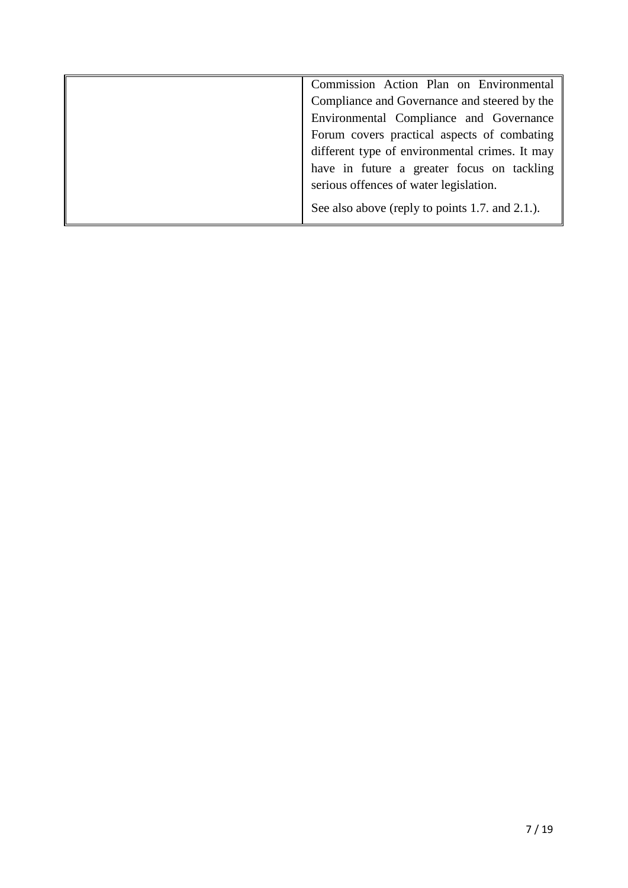| | |
|---|---|
| | Commission Action Plan on Environmental Compliance and Governance and steered by the Environmental Compliance and Governance Forum covers practical aspects of combating different type of environmental crimes. It may have in future a greater focus on tackling serious offences of water legislation.<br><br>See also above (reply to points 1.7. and 2.1.). |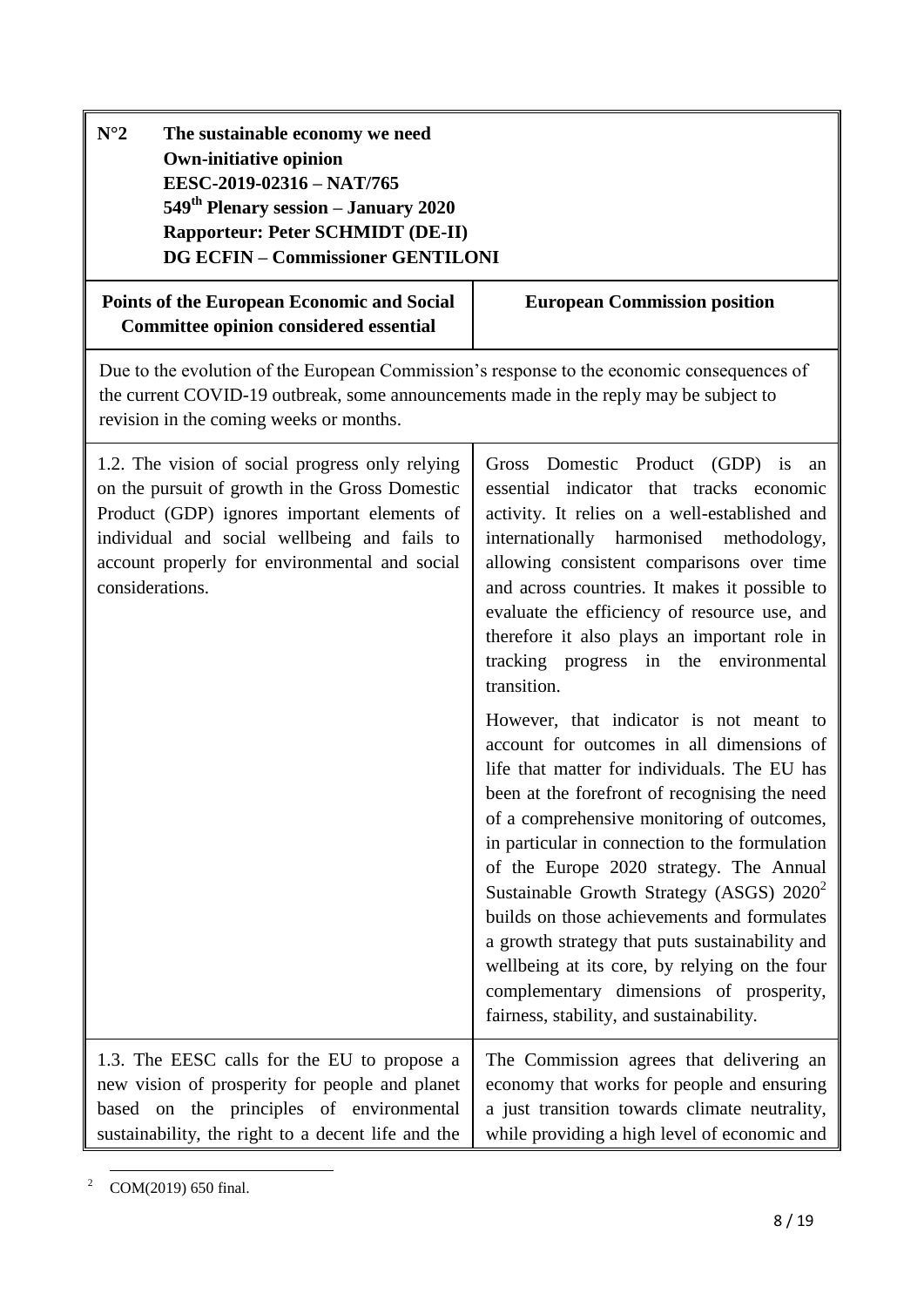| **N°2 The sustainable economy we need**<br>**Own-initiative opinion**<br>**EESC-2019-02316 – NAT/765**<br>**549th Plenary session – January 2020**<br>**Rapporteur: Peter SCHMIDT (DE-II)**<br>**DG ECFIN – Commissioner GENTILONI** | |
|---|---|
| **Points of the European Economic and Social Committee opinion considered essential** | **European Commission position** |
| Due to the evolution of the European Commission's response to the economic consequences of the current COVID-19 outbreak, some announcements made in the reply may be subject to revision in the coming weeks or months. | |
| 1.2. The vision of social progress only relying on the pursuit of growth in the Gross Domestic Product (GDP) ignores important elements of individual and social wellbeing and fails to account properly for environmental and social considerations. | Gross Domestic Product (GDP) is an essential indicator that tracks economic activity. It relies on a well-established and internationally harmonised methodology, allowing consistent comparisons over time and across countries. It makes it possible to evaluate the efficiency of resource use, and therefore it also plays an important role in tracking progress in the environmental transition.<br><br>However, that indicator is not meant to account for outcomes in all dimensions of life that matter for individuals. The EU has been at the forefront of recognising the need of a comprehensive monitoring of outcomes, in particular in connection to the formulation of the Europe 2020 strategy. The Annual Sustainable Growth Strategy (ASGS) 2020[2] builds on those achievements and formulates a growth strategy that puts sustainability and wellbeing at its core, by relying on the four complementary dimensions of prosperity, fairness, stability, and sustainability. |
| 1.3. The EESC calls for the EU to propose a new vision of prosperity for people and planet based on the principles of environmental sustainability, the right to a decent life and the | The Commission agrees that delivering an economy that works for people and ensuring a just transition towards climate neutrality, while providing a high level of economic and |

[2] COM(2019) 650 final.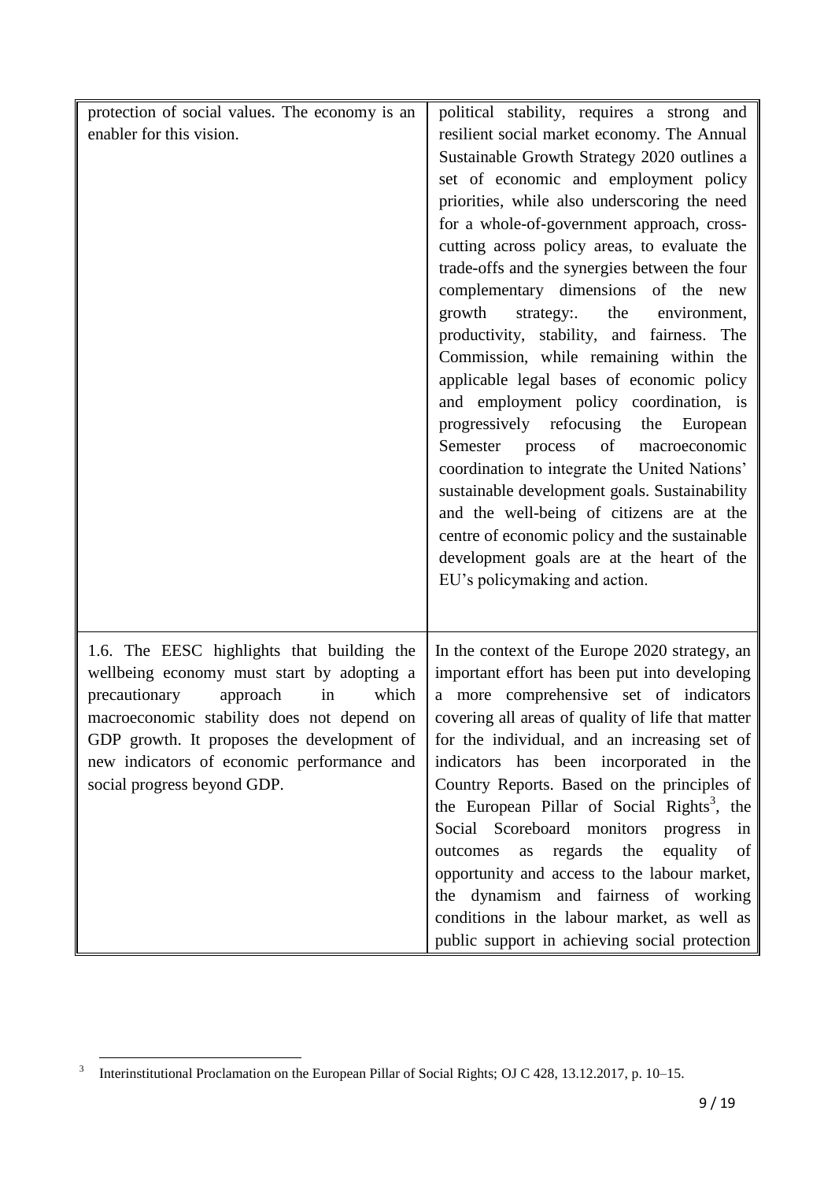| | |
|---|---|
| protection of social values. The economy is an enabler for this vision. | political stability, requires a strong and resilient social market economy. The Annual Sustainable Growth Strategy 2020 outlines a set of economic and employment policy priorities, while also underscoring the need for a whole-of-government approach, cross-cutting across policy areas, to evaluate the trade-offs and the synergies between the four complementary dimensions of the new growth strategy:. the environment, productivity, stability, and fairness. The Commission, while remaining within the applicable legal bases of economic policy and employment policy coordination, is progressively refocusing the European Semester process of macroeconomic coordination to integrate the United Nations' sustainable development goals. Sustainability and the well-being of citizens are at the centre of economic policy and the sustainable development goals are at the heart of the EU's policymaking and action. |
| 1.6. The EESC highlights that building the wellbeing economy must start by adopting a precautionary approach in which macroeconomic stability does not depend on GDP growth. It proposes the development of new indicators of economic performance and social progress beyond GDP. | In the context of the Europe 2020 strategy, an important effort has been put into developing a more comprehensive set of indicators covering all areas of quality of life that matter for the individual, and an increasing set of indicators has been incorporated in the Country Reports. Based on the principles of the European Pillar of Social Rights[3], the Social Scoreboard monitors progress in outcomes as regards the equality of opportunity and access to the labour market, the dynamism and fairness of working conditions in the labour market, as well as public support in achieving social protection |

[3] Interinstitutional Proclamation on the European Pillar of Social Rights; OJ C 428, 13.12.2017, p. 10–15.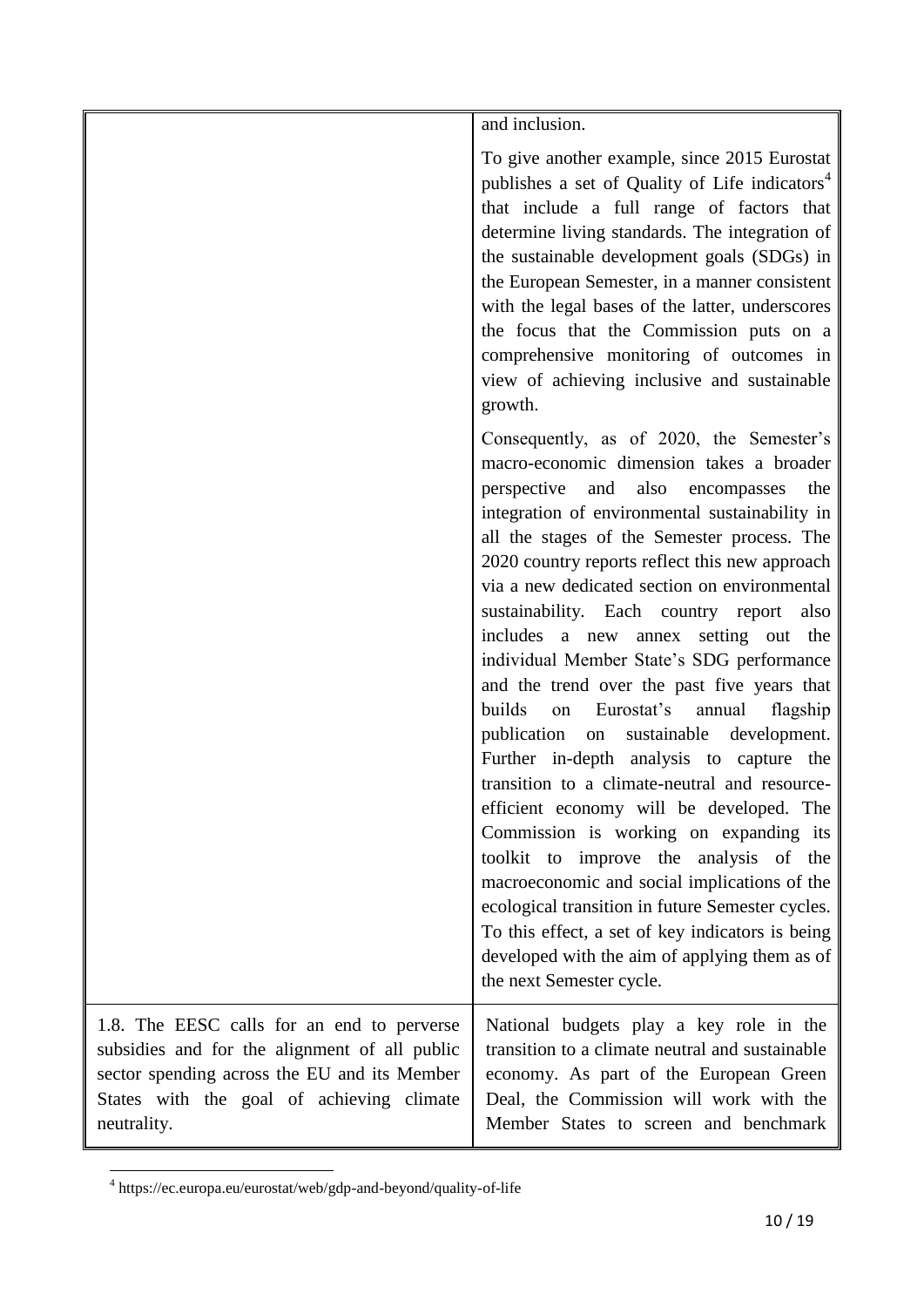| | |
|---|---|
| | and inclusion.<br><br>To give another example, since 2015 Eurostat publishes a set of Quality of Life indicators[4] that include a full range of factors that determine living standards. The integration of the sustainable development goals (SDGs) in the European Semester, in a manner consistent with the legal bases of the latter, underscores the focus that the Commission puts on a comprehensive monitoring of outcomes in view of achieving inclusive and sustainable growth.<br><br>Consequently, as of 2020, the Semester's macro-economic dimension takes a broader perspective and also encompasses the integration of environmental sustainability in all the stages of the Semester process. The 2020 country reports reflect this new approach via a new dedicated section on environmental sustainability. Each country report also includes a new annex setting out the individual Member State's SDG performance and the trend over the past five years that builds on Eurostat's annual flagship publication on sustainable development. Further in-depth analysis to capture the transition to a climate-neutral and resource-efficient economy will be developed. The Commission is working on expanding its toolkit to improve the analysis of the macroeconomic and social implications of the ecological transition in future Semester cycles. To this effect, a set of key indicators is being developed with the aim of applying them as of the next Semester cycle. |
| 1.8. The EESC calls for an end to perverse subsidies and for the alignment of all public sector spending across the EU and its Member States with the goal of achieving climate neutrality. | National budgets play a key role in the transition to a climate neutral and sustainable economy. As part of the European Green Deal, the Commission will work with the Member States to screen and benchmark |

[4] https://ec.europa.eu/eurostat/web/gdp-and-beyond/quality-of-life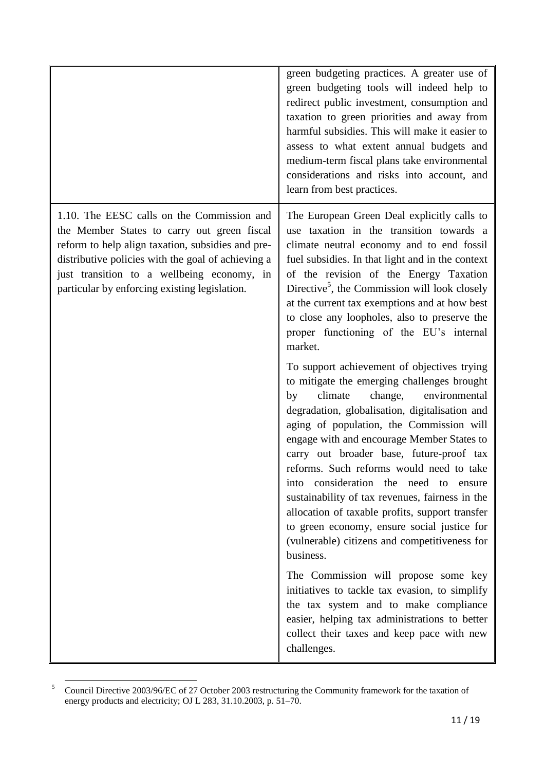| | |
|---|---|
| | green budgeting practices. A greater use of green budgeting tools will indeed help to redirect public investment, consumption and taxation to green priorities and away from harmful subsidies. This will make it easier to assess to what extent annual budgets and medium-term fiscal plans take environmental considerations and risks into account, and learn from best practices. |
| 1.10. The EESC calls on the Commission and the Member States to carry out green fiscal reform to help align taxation, subsidies and pre-distributive policies with the goal of achieving a just transition to a wellbeing economy, in particular by enforcing existing legislation. | The European Green Deal explicitly calls to use taxation in the transition towards a climate neutral economy and to end fossil fuel subsidies. In that light and in the context of the revision of the Energy Taxation Directive[5], the Commission will look closely at the current tax exemptions and at how best to close any loopholes, also to preserve the proper functioning of the EU's internal market.<br><br>To support achievement of objectives trying to mitigate the emerging challenges brought by climate change, environmental degradation, globalisation, digitalisation and aging of population, the Commission will engage with and encourage Member States to carry out broader base, future-proof tax reforms. Such reforms would need to take into consideration the need to ensure sustainability of tax revenues, fairness in the allocation of taxable profits, support transfer to green economy, ensure social justice for (vulnerable) citizens and competitiveness for business.<br><br>The Commission will propose some key initiatives to tackle tax evasion, to simplify the tax system and to make compliance easier, helping tax administrations to better collect their taxes and keep pace with new challenges. |

[5] Council Directive 2003/96/EC of 27 October 2003 restructuring the Community framework for the taxation of energy products and electricity; OJ L 283, 31.10.2003, p. 51–70.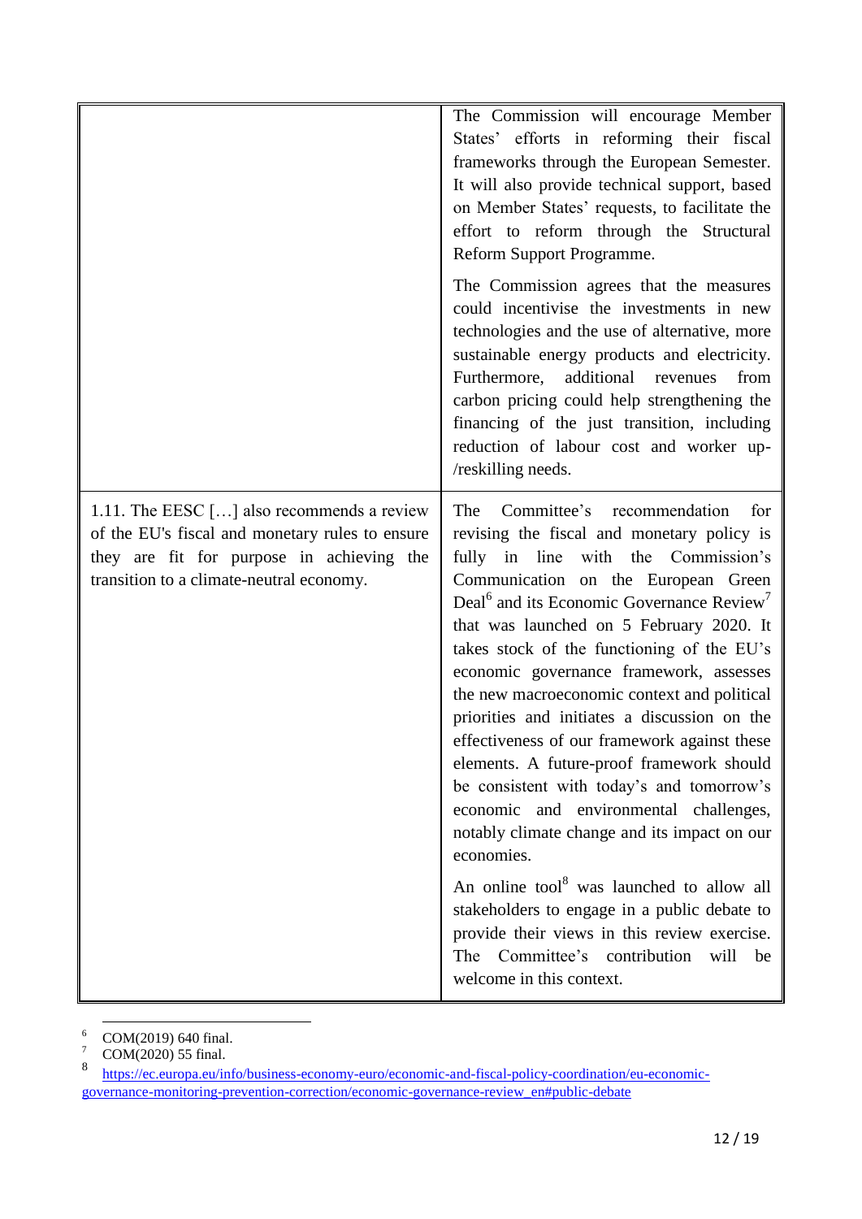| | |
|---|---|
| | The Commission will encourage Member States' efforts in reforming their fiscal frameworks through the European Semester. It will also provide technical support, based on Member States' requests, to facilitate the effort to reform through the Structural Reform Support Programme.<br><br>The Commission agrees that the measures could incentivise the investments in new technologies and the use of alternative, more sustainable energy products and electricity. Furthermore, additional revenues from carbon pricing could help strengthening the financing of the just transition, including reduction of labour cost and worker up-/reskilling needs. |
| 1.11. The EESC […] also recommends a review of the EU's fiscal and monetary rules to ensure they are fit for purpose in achieving the transition to a climate-neutral economy. | The Committee's recommendation for revising the fiscal and monetary policy is fully in line with the Commission's Communication on the European Green Deal[6] and its Economic Governance Review[7] that was launched on 5 February 2020. It takes stock of the functioning of the EU's economic governance framework, assesses the new macroeconomic context and political priorities and initiates a discussion on the effectiveness of our framework against these elements. A future-proof framework should be consistent with today's and tomorrow's economic and environmental challenges, notably climate change and its impact on our economies.<br><br>An online tool[8] was launched to allow all stakeholders to engage in a public debate to provide their views in this review exercise. The Committee's contribution will be welcome in this context. |

---

[6] COM(2019) 640 final.

[7] COM(2020) 55 final.

[8] https://ec.europa.eu/info/business-economy-euro/economic-and-fiscal-policy-coordination/eu-economic-governance-monitoring-prevention-correction/economic-governance-review_en#public-debate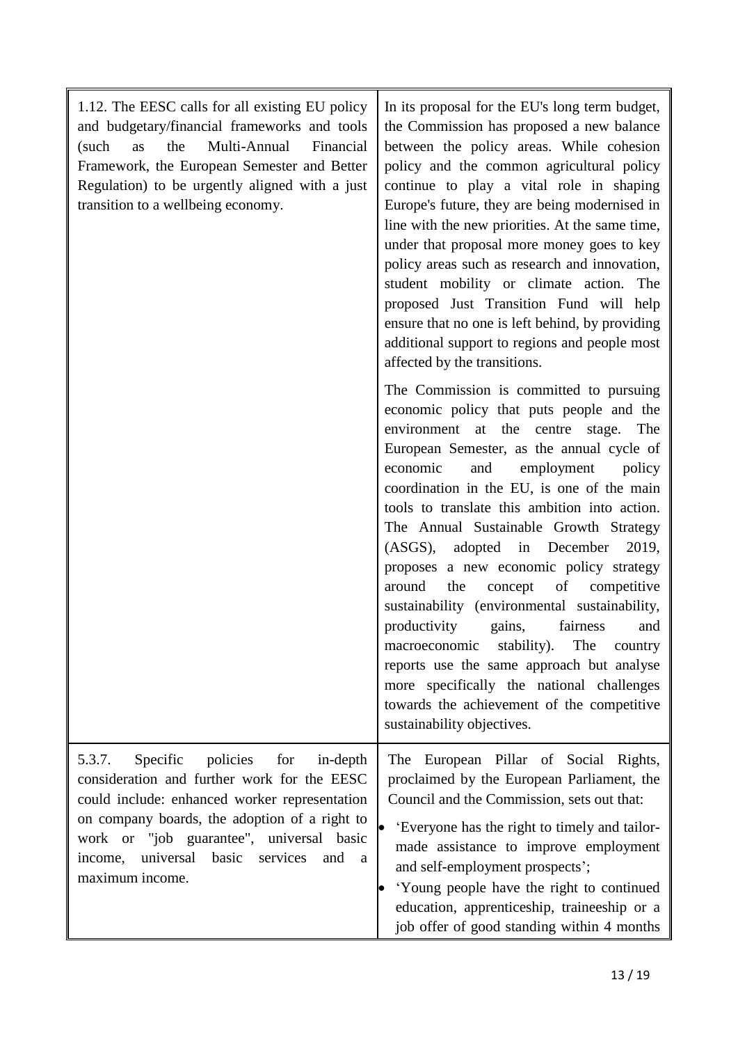| | |
|---|---|
| 1.12. The EESC calls for all existing EU policy and budgetary/financial frameworks and tools (such as the Multi-Annual Financial Framework, the European Semester and Better Regulation) to be urgently aligned with a just transition to a wellbeing economy. | In its proposal for the EU's long term budget, the Commission has proposed a new balance between the policy areas. While cohesion policy and the common agricultural policy continue to play a vital role in shaping Europe's future, they are being modernised in line with the new priorities. At the same time, under that proposal more money goes to key policy areas such as research and innovation, student mobility or climate action. The proposed Just Transition Fund will help ensure that no one is left behind, by providing additional support to regions and people most affected by the transitions.<br><br>The Commission is committed to pursuing economic policy that puts people and the environment at the centre stage. The European Semester, as the annual cycle of economic and employment policy coordination in the EU, is one of the main tools to translate this ambition into action. The Annual Sustainable Growth Strategy (ASGS), adopted in December 2019, proposes a new economic policy strategy around the concept of competitive sustainability (environmental sustainability, productivity gains, fairness and macroeconomic stability). The country reports use the same approach but analyse more specifically the national challenges towards the achievement of the competitive sustainability objectives. |
| 5.3.7. Specific policies for in-depth consideration and further work for the EESC could include: enhanced worker representation on company boards, the adoption of a right to work or "job guarantee", universal basic income, universal basic services and a maximum income. | The European Pillar of Social Rights, proclaimed by the European Parliament, the Council and the Commission, sets out that:<br><br>• 'Everyone has the right to timely and tailor-made assistance to improve employment and self-employment prospects';<br>• 'Young people have the right to continued education, apprenticeship, traineeship or a job offer of good standing within 4 months |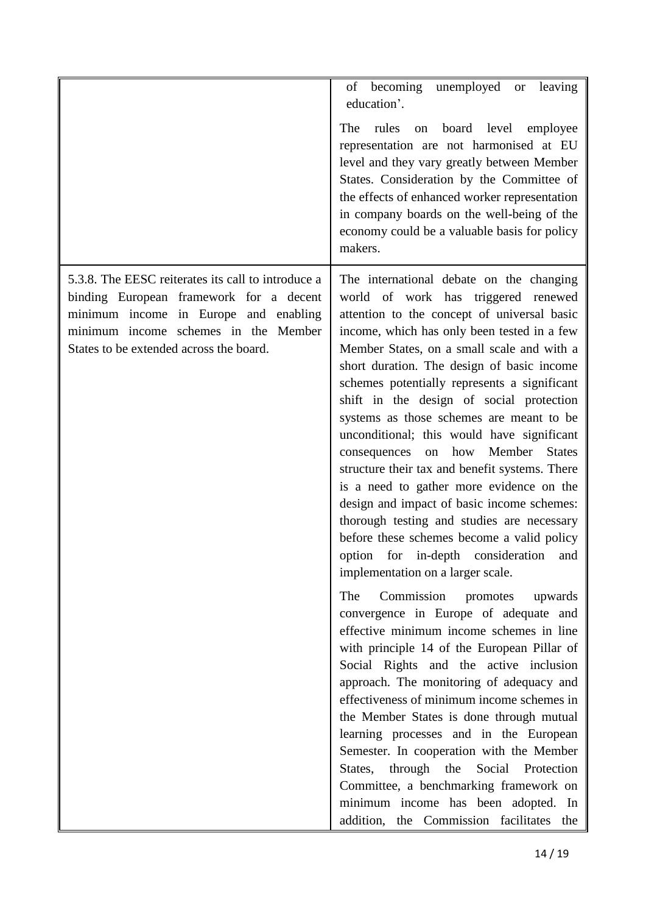| | |
|---|---|
| | of becoming unemployed or leaving education'. <br><br> The rules on board level employee representation are not harmonised at EU level and they vary greatly between Member States. Consideration by the Committee of the effects of enhanced worker representation in company boards on the well-being of the economy could be a valuable basis for policy makers. |
| 5.3.8. The EESC reiterates its call to introduce a binding European framework for a decent minimum income in Europe and enabling minimum income schemes in the Member States to be extended across the board. | The international debate on the changing world of work has triggered renewed attention to the concept of universal basic income, which has only been tested in a few Member States, on a small scale and with a short duration. The design of basic income schemes potentially represents a significant shift in the design of social protection systems as those schemes are meant to be unconditional; this would have significant consequences on how Member States structure their tax and benefit systems. There is a need to gather more evidence on the design and impact of basic income schemes: thorough testing and studies are necessary before these schemes become a valid policy option for in-depth consideration and implementation on a larger scale. <br><br> The Commission promotes upwards convergence in Europe of adequate and effective minimum income schemes in line with principle 14 of the European Pillar of Social Rights and the active inclusion approach. The monitoring of adequacy and effectiveness of minimum income schemes in the Member States is done through mutual learning processes and in the European Semester. In cooperation with the Member States, through the Social Protection Committee, a benchmarking framework on minimum income has been adopted. In addition, the Commission facilitates the |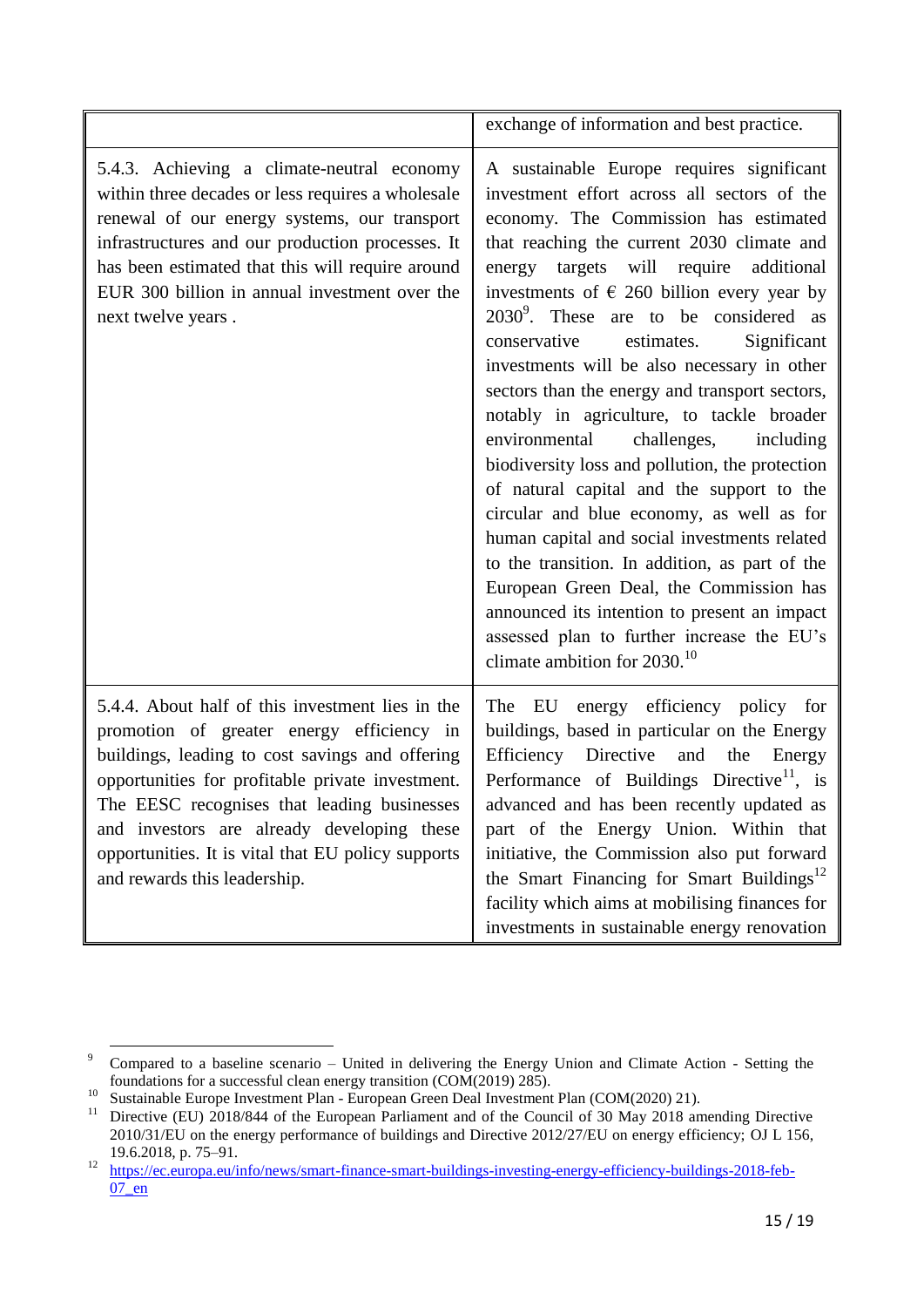| | |
|---|---|
| | exchange of information and best practice. |
| 5.4.3. Achieving a climate-neutral economy within three decades or less requires a wholesale renewal of our energy systems, our transport infrastructures and our production processes. It has been estimated that this will require around EUR 300 billion in annual investment over the next twelve years . | A sustainable Europe requires significant investment effort across all sectors of the economy. The Commission has estimated that reaching the current 2030 climate and energy targets will require additional investments of € 260 billion every year by 2030[9]. These are to be considered as conservative estimates. Significant investments will be also necessary in other sectors than the energy and transport sectors, notably in agriculture, to tackle broader environmental challenges, including biodiversity loss and pollution, the protection of natural capital and the support to the circular and blue economy, as well as for human capital and social investments related to the transition. In addition, as part of the European Green Deal, the Commission has announced its intention to present an impact assessed plan to further increase the EU's climate ambition for 2030.[10] |
| 5.4.4. About half of this investment lies in the promotion of greater energy efficiency in buildings, leading to cost savings and offering opportunities for profitable private investment. The EESC recognises that leading businesses and investors are already developing these opportunities. It is vital that EU policy supports and rewards this leadership. | The EU energy efficiency policy for buildings, based in particular on the Energy Efficiency Directive and the Energy Performance of Buildings Directive[11], is advanced and has been recently updated as part of the Energy Union. Within that initiative, the Commission also put forward the Smart Financing for Smart Buildings[12] facility which aims at mobilising finances for investments in sustainable energy renovation |

[9] Compared to a baseline scenario – United in delivering the Energy Union and Climate Action - Setting the foundations for a successful clean energy transition (COM(2019) 285).

[10] Sustainable Europe Investment Plan - European Green Deal Investment Plan (COM(2020) 21).

[11] Directive (EU) 2018/844 of the European Parliament and of the Council of 30 May 2018 amending Directive 2010/31/EU on the energy performance of buildings and Directive 2012/27/EU on energy efficiency; OJ L 156, 19.6.2018, p. 75–91.

[12] https://ec.europa.eu/info/news/smart-finance-smart-buildings-investing-energy-efficiency-buildings-2018-feb-07_en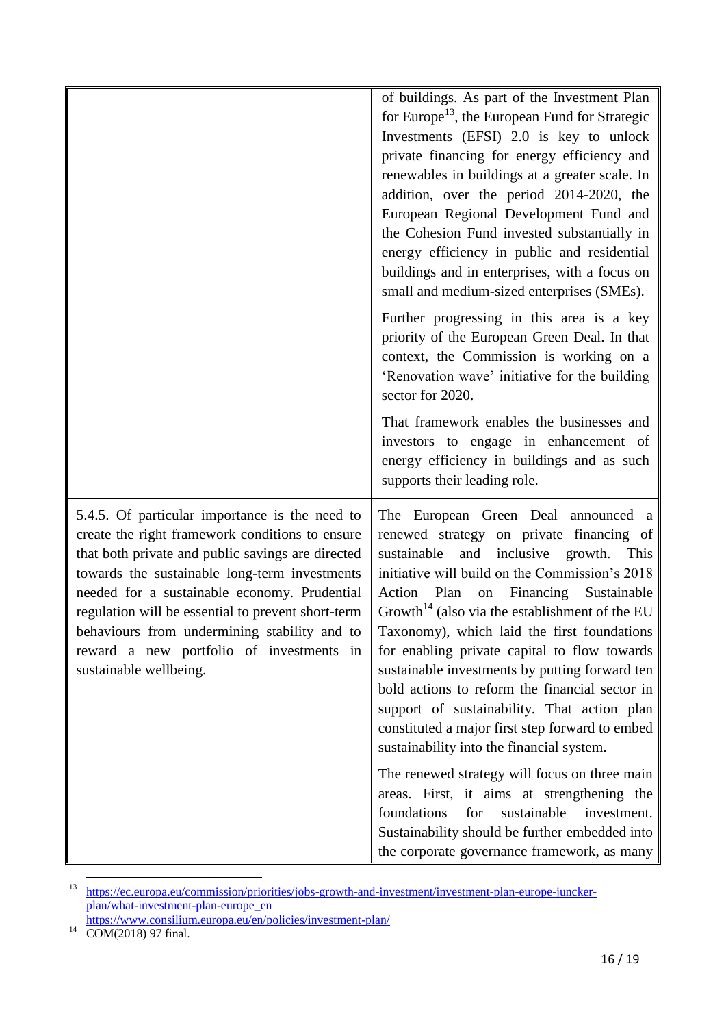| | |
|---|---|
| | of buildings. As part of the Investment Plan for Europe[13], the European Fund for Strategic Investments (EFSI) 2.0 is key to unlock private financing for energy efficiency and renewables in buildings at a greater scale. In addition, over the period 2014-2020, the European Regional Development Fund and the Cohesion Fund invested substantially in energy efficiency in public and residential buildings and in enterprises, with a focus on small and medium-sized enterprises (SMEs).<br><br>Further progressing in this area is a key priority of the European Green Deal. In that context, the Commission is working on a 'Renovation wave' initiative for the building sector for 2020.<br><br>That framework enables the businesses and investors to engage in enhancement of energy efficiency in buildings and as such supports their leading role. |
| 5.4.5. Of particular importance is the need to create the right framework conditions to ensure that both private and public savings are directed towards the sustainable long-term investments needed for a sustainable economy. Prudential regulation will be essential to prevent short-term behaviours from undermining stability and to reward a new portfolio of investments in sustainable wellbeing. | The European Green Deal announced a renewed strategy on private financing of sustainable and inclusive growth. This initiative will build on the Commission's 2018 Action Plan on Financing Sustainable Growth[14] (also via the establishment of the EU Taxonomy), which laid the first foundations for enabling private capital to flow towards sustainable investments by putting forward ten bold actions to reform the financial sector in support of sustainability. That action plan constituted a major first step forward to embed sustainability into the financial system.<br><br>The renewed strategy will focus on three main areas. First, it aims at strengthening the foundations for sustainable investment. Sustainability should be further embedded into the corporate governance framework, as many |

[13] https://ec.europa.eu/commission/priorities/jobs-growth-and-investment/investment-plan-europe-juncker-plan/what-investment-plan-europe_en
https://www.consilium.europa.eu/en/policies/investment-plan/

[14] COM(2018) 97 final.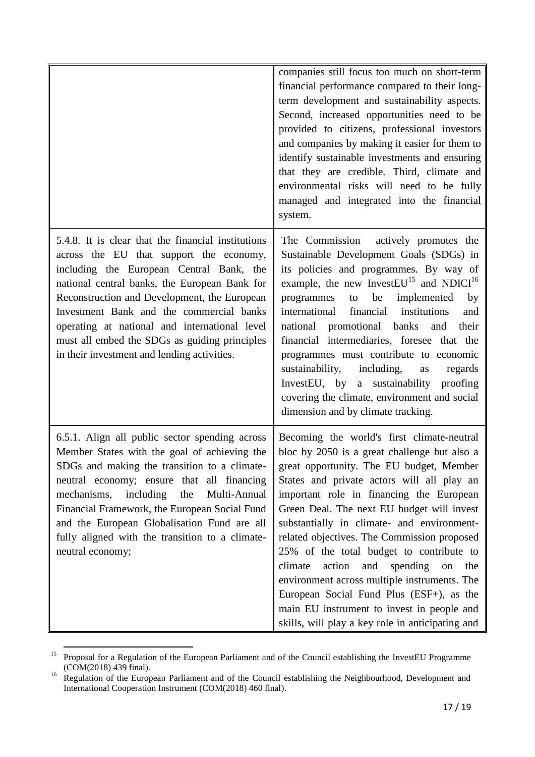| | |
|---|---|
| | companies still focus too much on short-term financial performance compared to their long-term development and sustainability aspects. Second, increased opportunities need to be provided to citizens, professional investors and companies by making it easier for them to identify sustainable investments and ensuring that they are credible. Third, climate and environmental risks will need to be fully managed and integrated into the financial system. |
| 5.4.8. It is clear that the financial institutions across the EU that support the economy, including the European Central Bank, the national central banks, the European Bank for Reconstruction and Development, the European Investment Bank and the commercial banks operating at national and international level must all embed the SDGs as guiding principles in their investment and lending activities. | The Commission actively promotes the Sustainable Development Goals (SDGs) in its policies and programmes. By way of example, the new InvestEU[15] and NDICI[16] programmes to be implemented by international financial institutions and national promotional banks and their financial intermediaries, foresee that the programmes must contribute to economic sustainability, including, as regards InvestEU, by a sustainability proofing covering the climate, environment and social dimension and by climate tracking. |
| 6.5.1. Align all public sector spending across Member States with the goal of achieving the SDGs and making the transition to a climate-neutral economy; ensure that all financing mechanisms, including the Multi-Annual Financial Framework, the European Social Fund and the European Globalisation Fund are all fully aligned with the transition to a climate-neutral economy; | Becoming the world's first climate-neutral bloc by 2050 is a great challenge but also a great opportunity. The EU budget, Member States and private actors will all play an important role in financing the European Green Deal. The next EU budget will invest substantially in climate- and environment-related objectives. The Commission proposed 25% of the total budget to contribute to climate action and spending on the environment across multiple instruments. The European Social Fund Plus (ESF+), as the main EU instrument to invest in people and skills, will play a key role in anticipating and |

[15] Proposal for a Regulation of the European Parliament and of the Council establishing the InvestEU Programme (COM(2018) 439 final).

[16] Regulation of the European Parliament and of the Council establishing the Neighbourhood, Development and International Cooperation Instrument (COM(2018) 460 final).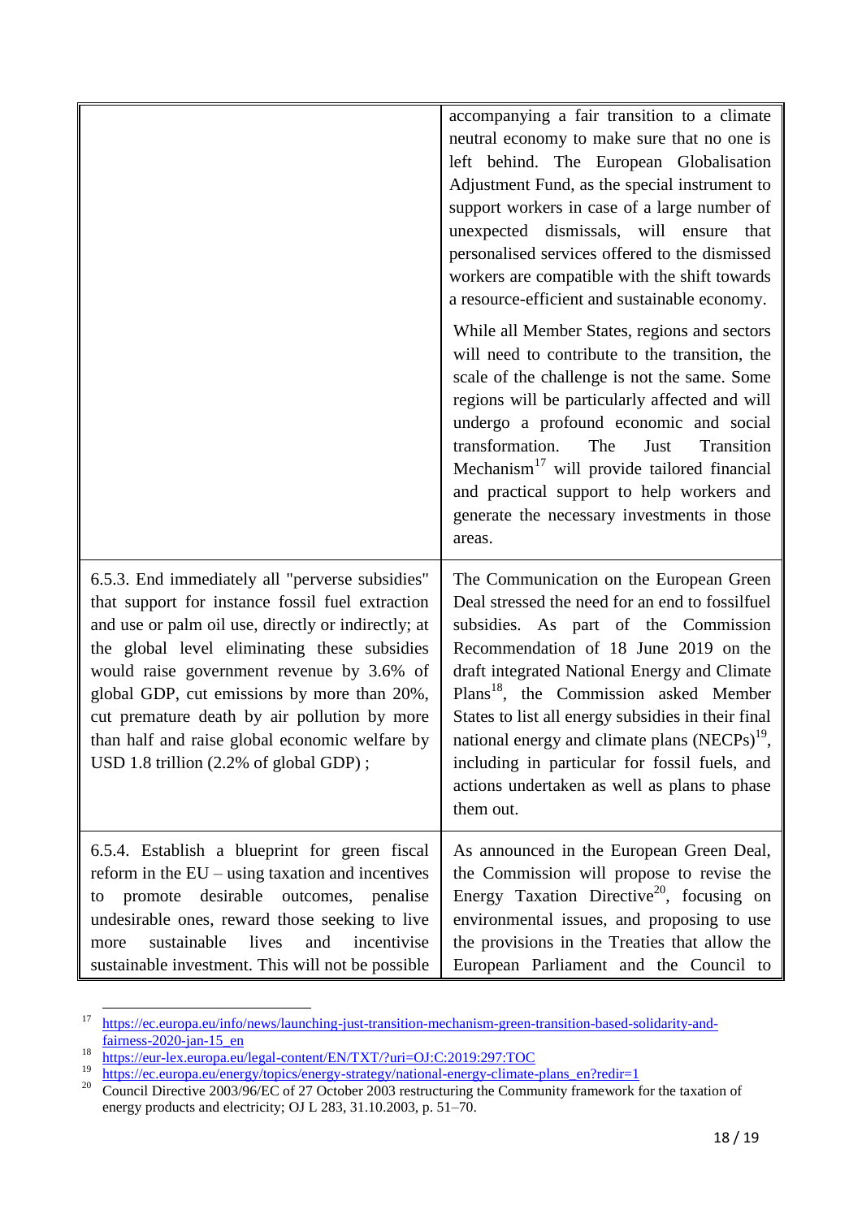| | |
|---|---|
| | accompanying a fair transition to a climate neutral economy to make sure that no one is left behind. The European Globalisation Adjustment Fund, as the special instrument to support workers in case of a large number of unexpected dismissals, will ensure that personalised services offered to the dismissed workers are compatible with the shift towards a resource-efficient and sustainable economy.<br><br>While all Member States, regions and sectors will need to contribute to the transition, the scale of the challenge is not the same. Some regions will be particularly affected and will undergo a profound economic and social transformation. The Just Transition Mechanism[17] will provide tailored financial and practical support to help workers and generate the necessary investments in those areas. |
| 6.5.3. End immediately all "perverse subsidies" that support for instance fossil fuel extraction and use or palm oil use, directly or indirectly; at the global level eliminating these subsidies would raise government revenue by 3.6% of global GDP, cut emissions by more than 20%, cut premature death by air pollution by more than half and raise global economic welfare by USD 1.8 trillion (2.2% of global GDP) ; | The Communication on the European Green Deal stressed the need for an end to fossilfuel subsidies. As part of the Commission Recommendation of 18 June 2019 on the draft integrated National Energy and Climate Plans[18], the Commission asked Member States to list all energy subsidies in their final national energy and climate plans (NECPs)[19], including in particular for fossil fuels, and actions undertaken as well as plans to phase them out. |
| 6.5.4. Establish a blueprint for green fiscal reform in the EU – using taxation and incentives to promote desirable outcomes, penalise undesirable ones, reward those seeking to live more sustainable lives and incentivise sustainable investment. This will not be possible | As announced in the European Green Deal, the Commission will propose to revise the Energy Taxation Directive[20], focusing on environmental issues, and proposing to use the provisions in the Treaties that allow the European Parliament and the Council to |

[17] https://ec.europa.eu/info/news/launching-just-transition-mechanism-green-transition-based-solidarity-and-fairness-2020-jan-15_en

[18] https://eur-lex.europa.eu/legal-content/EN/TXT/?uri=OJ:C:2019:297:TOC

[19] https://ec.europa.eu/energy/topics/energy-strategy/national-energy-climate-plans_en?redir=1

[20] Council Directive 2003/96/EC of 27 October 2003 restructuring the Community framework for the taxation of energy products and electricity; OJ L 283, 31.10.2003, p. 51–70.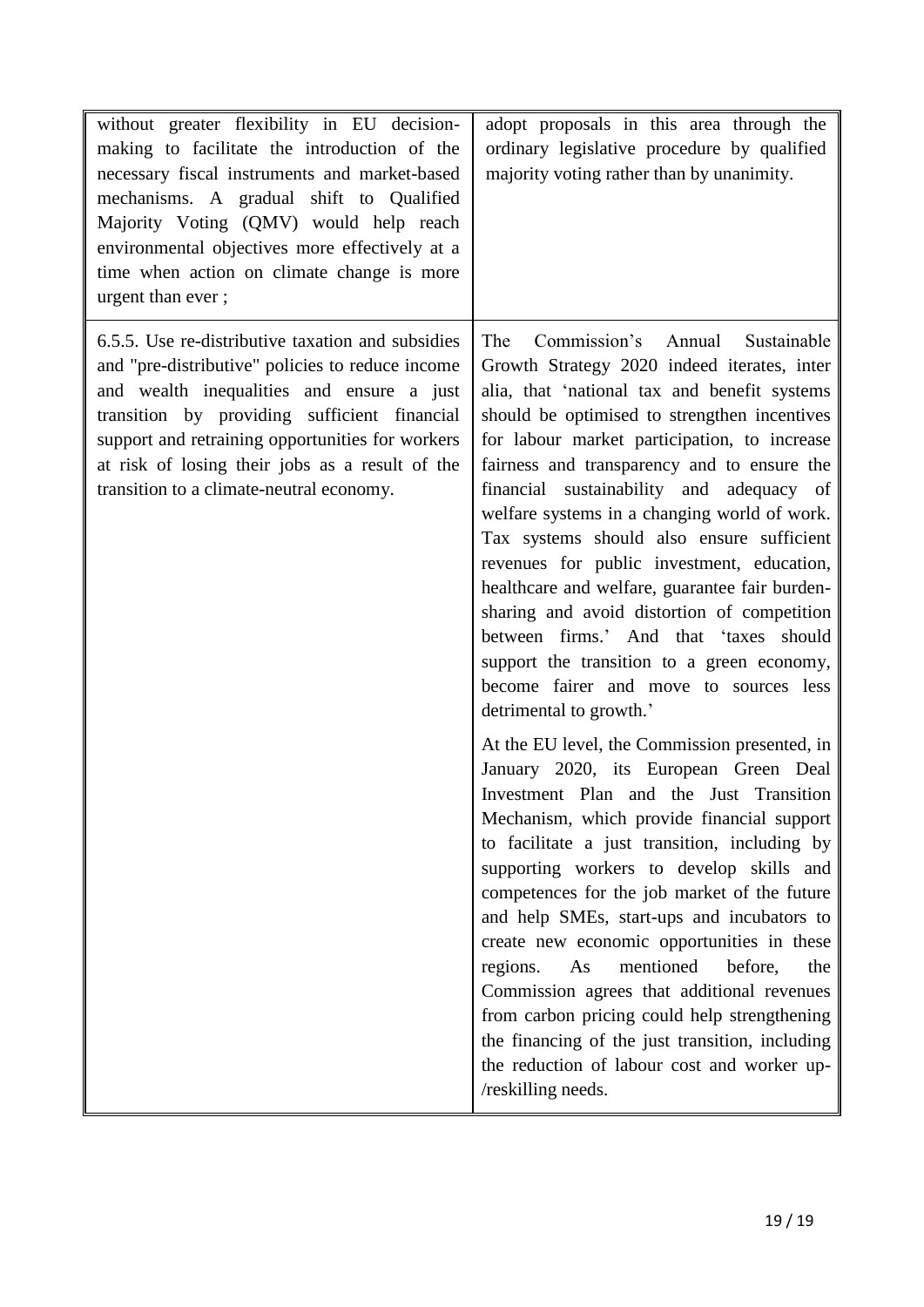| | |
|---|---|
| without greater flexibility in EU decision-making to facilitate the introduction of the necessary fiscal instruments and market-based mechanisms. A gradual shift to Qualified Majority Voting (QMV) would help reach environmental objectives more effectively at a time when action on climate change is more urgent than ever ; | adopt proposals in this area through the ordinary legislative procedure by qualified majority voting rather than by unanimity. |
| 6.5.5. Use re-distributive taxation and subsidies and "pre-distributive" policies to reduce income and wealth inequalities and ensure a just transition by providing sufficient financial support and retraining opportunities for workers at risk of losing their jobs as a result of the transition to a climate-neutral economy. | The Commission's Annual Sustainable Growth Strategy 2020 indeed iterates, inter alia, that 'national tax and benefit systems should be optimised to strengthen incentives for labour market participation, to increase fairness and transparency and to ensure the financial sustainability and adequacy of welfare systems in a changing world of work. Tax systems should also ensure sufficient revenues for public investment, education, healthcare and welfare, guarantee fair burden-sharing and avoid distortion of competition between firms.' And that 'taxes should support the transition to a green economy, become fairer and move to sources less detrimental to growth.'<br><br>At the EU level, the Commission presented, in January 2020, its European Green Deal Investment Plan and the Just Transition Mechanism, which provide financial support to facilitate a just transition, including by supporting workers to develop skills and competences for the job market of the future and help SMEs, start-ups and incubators to create new economic opportunities in these regions. As mentioned before, the Commission agrees that additional revenues from carbon pricing could help strengthening the financing of the just transition, including the reduction of labour cost and worker up-/reskilling needs. |